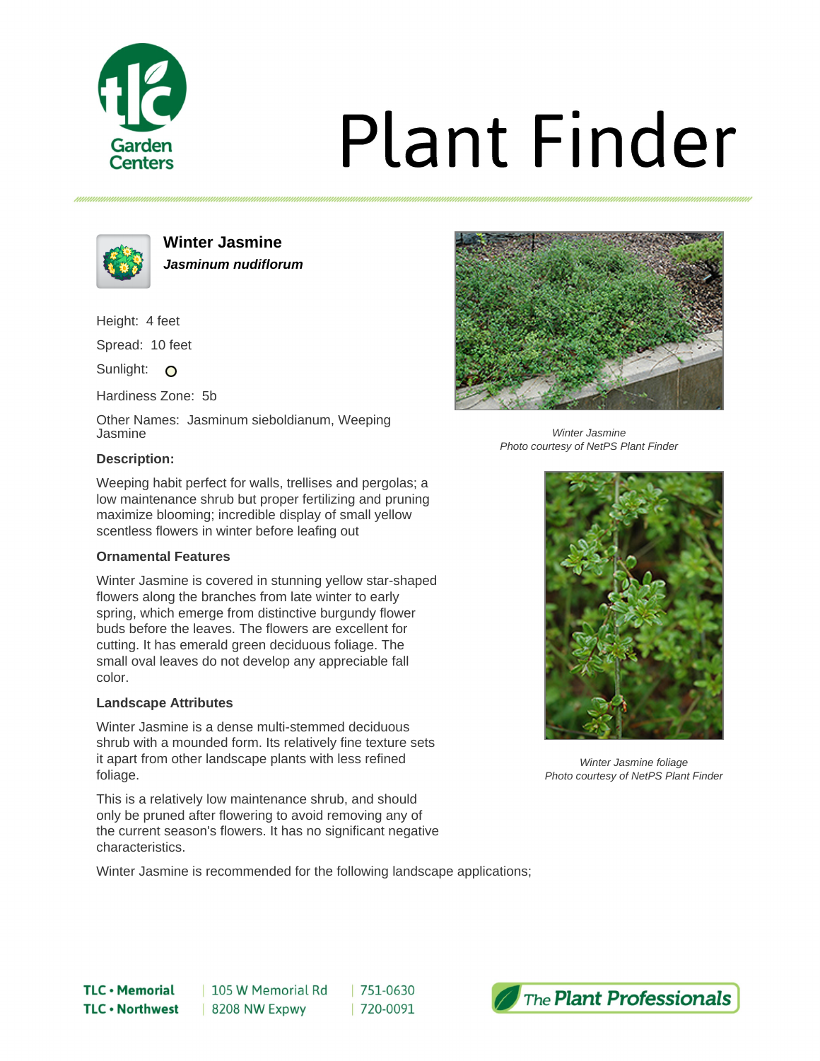# Plant Finder

## Winter Jasmine

***Jasminum nudiflorum***

Height: 4 feet

Spread: 10 feet

Sunlight: O

Hardiness Zone: 5b

Other Names: Jasminum sieboldianum, Weeping Jasmine

**Description:**

Weeping habit perfect for walls, trellises and pergolas; a low maintenance shrub but proper fertilizing and pruning maximize blooming; incredible display of small yellow scentless flowers in winter before leafing out

### Ornamental Features

Winter Jasmine is covered in stunning yellow star-shaped flowers along the branches from late winter to early spring, which emerge from distinctive burgundy flower buds before the leaves. The flowers are excellent for cutting. It has emerald green deciduous foliage. The small oval leaves do not develop any appreciable fall color.

### Landscape Attributes

Winter Jasmine is a dense multi-stemmed deciduous shrub with a mounded form. Its relatively fine texture sets it apart from other landscape plants with less refined foliage.

This is a relatively low maintenance shrub, and should only be pruned after flowering to avoid removing any of the current season's flowers. It has no significant negative characteristics.

Winter Jasmine is recommended for the following landscape applications;

*Winter Jasmine*
*Photo courtesy of NetPS Plant Finder*

*Winter Jasmine foliage*
*Photo courtesy of NetPS Plant Finder*

**TLC • Memorial** | 105 W Memorial Rd | 751-0630
**TLC • Northwest** | 8208 NW Expwy | 720-0091

*The Plant Professionals*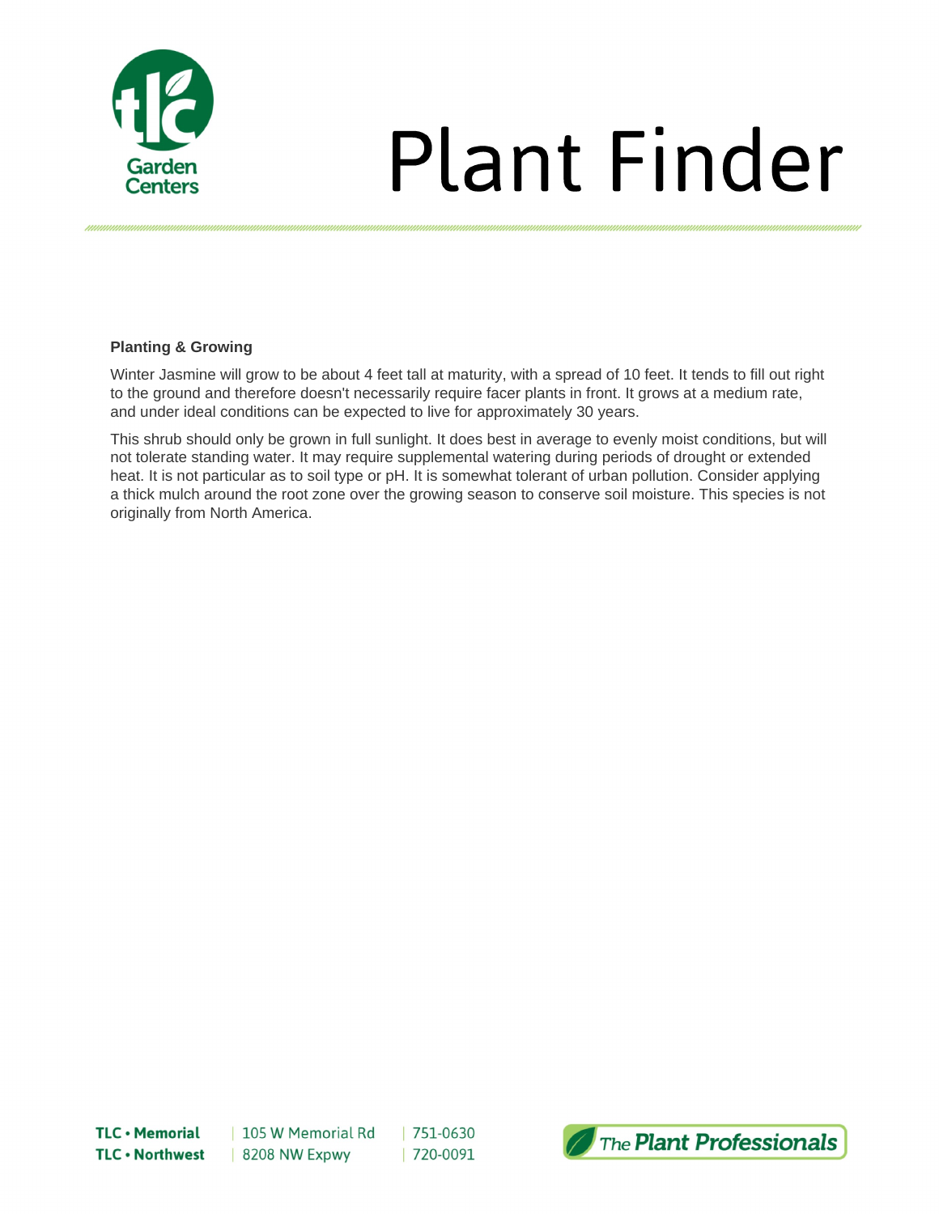**Planting & Growing**

Winter Jasmine will grow to be about 4 feet tall at maturity, with a spread of 10 feet. It tends to fill out right to the ground and therefore doesn't necessarily require facer plants in front. It grows at a medium rate, and under ideal conditions can be expected to live for approximately 30 years.

This shrub should only be grown in full sunlight. It does best in average to evenly moist conditions, but will not tolerate standing water. It may require supplemental watering during periods of drought or extended heat. It is not particular as to soil type or pH. It is somewhat tolerant of urban pollution. Consider applying a thick mulch around the root zone over the growing season to conserve soil moisture. This species is not originally from North America.